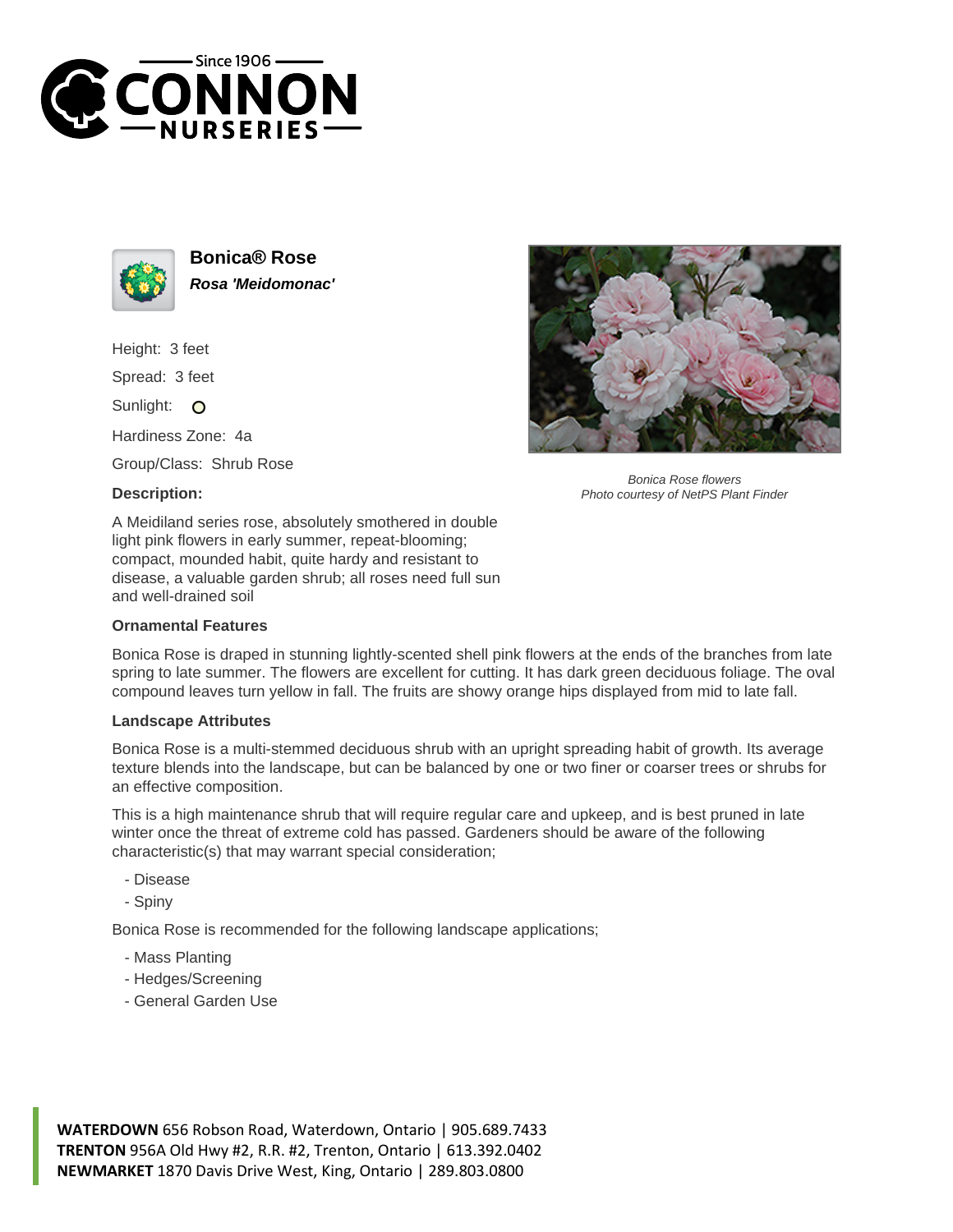# Bonica® Rose

***Rosa 'Meidomonac'***

Height: 3 feet

Spread: 3 feet

Sunlight: O

Hardiness Zone: 4a

Group/Class: Shrub Rose

### Description:

A Meidiland series rose, absolutely smothered in double light pink flowers in early summer, repeat-blooming; compact, mounded habit, quite hardy and resistant to disease, a valuable garden shrub; all roses need full sun and well-drained soil

*Bonica Rose flowers*
*Photo courtesy of NetPS Plant Finder*

### Ornamental Features

Bonica Rose is draped in stunning lightly-scented shell pink flowers at the ends of the branches from late spring to late summer. The flowers are excellent for cutting. It has dark green deciduous foliage. The oval compound leaves turn yellow in fall. The fruits are showy orange hips displayed from mid to late fall.

### Landscape Attributes

Bonica Rose is a multi-stemmed deciduous shrub with an upright spreading habit of growth. Its average texture blends into the landscape, but can be balanced by one or two finer or coarser trees or shrubs for an effective composition.

This is a high maintenance shrub that will require regular care and upkeep, and is best pruned in late winter once the threat of extreme cold has passed. Gardeners should be aware of the following characteristic(s) that may warrant special consideration;

- Disease
- Spiny

Bonica Rose is recommended for the following landscape applications;

- Mass Planting
- Hedges/Screening
- General Garden Use

**WATERDOWN** 656 Robson Road, Waterdown, Ontario | 905.689.7433
**TRENTON** 956A Old Hwy #2, R.R. #2, Trenton, Ontario | 613.392.0402
**NEWMARKET** 1870 Davis Drive West, King, Ontario | 289.803.0800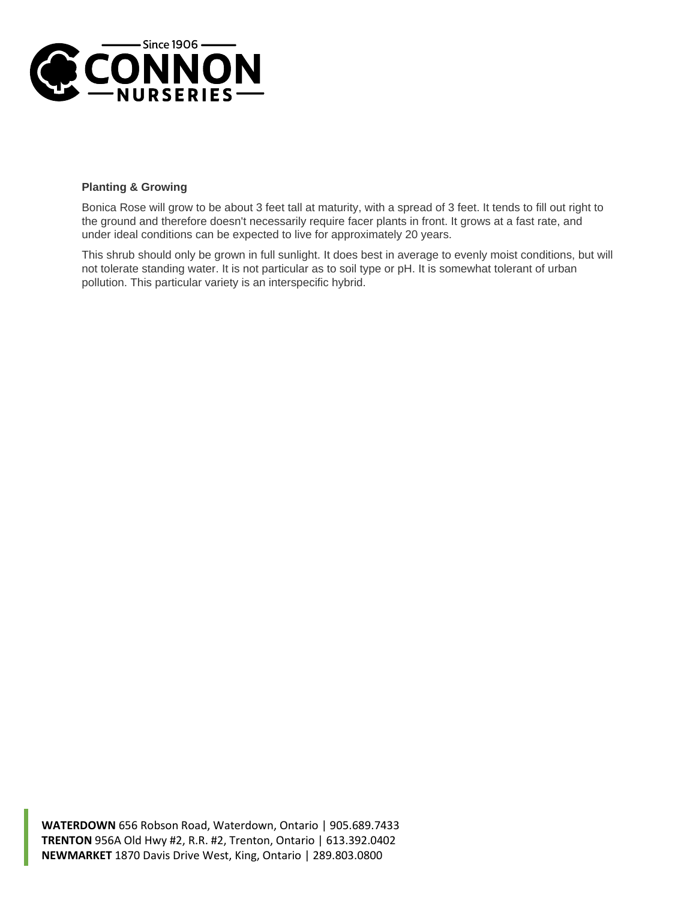## Planting & Growing

Bonica Rose will grow to be about 3 feet tall at maturity, with a spread of 3 feet. It tends to fill out right to the ground and therefore doesn't necessarily require facer plants in front. It grows at a fast rate, and under ideal conditions can be expected to live for approximately 20 years.

This shrub should only be grown in full sunlight. It does best in average to evenly moist conditions, but will not tolerate standing water. It is not particular as to soil type or pH. It is somewhat tolerant of urban pollution. This particular variety is an interspecific hybrid.